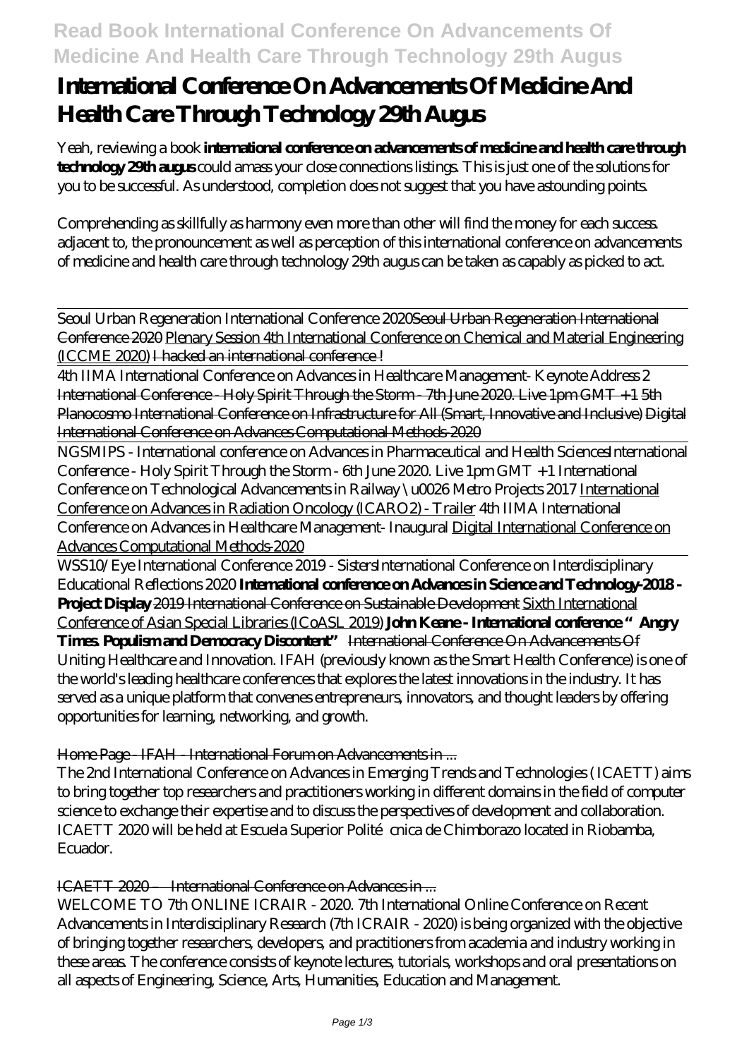# International Conference On Advancements Of Medicine And Health Care Through Technology 29th Augus

Yeah, reviewing a book **international conference on advancements of medicine and health care through technology 29th augus** could amass your close connections listings. This is just one of the solutions for you to be successful. As understood, completion does not suggest that you have astounding points.

Comprehending as skillfully as harmony even more than other will find the money for each success. adjacent to, the pronouncement as well as perception of this international conference on advancements of medicine and health care through technology 29th augus can be taken as capably as picked to act.

Seoul Urban Regeneration International Conference 2020~~Seoul Urban Regeneration International Conference 2020~~ Plenary Session 4th International Conference on Chemical and Material Engineering (ICCME 2020) ~~I hacked an international conference !~~

4th IIMA International Conference on Advances in Healthcare Management- Keynote Address 2 ~~International Conference - Holy Spirit Through the Storm - 7th June 2020. Live 1pm GMT +1~~ ~~5th Planocosmo International Conference on Infrastructure for All (Smart, Innovative and Inclusive)~~ ~~Digital International Conference on Advances Computational Methods-2020~~

NGSMIPS - International conference on Advances in Pharmaceutical and Health Sciences*International Conference - Holy Spirit Through the Storm - 6th June 2020. Live 1pm GMT +1* *International Conference on Technological Advancements in Railway \u0026 Metro Projects 2017* International Conference on Advances in Radiation Oncology (ICARO2) - Trailer *4th IIMA International Conference on Advances in Healthcare Management- Inaugural* Digital International Conference on Advances Computational Methods-2020

WSS10/Eye International Conference 2019 - Sisters*International Conference on Interdisciplinary Educational Reflections 2020* **International conference on Advances in Science and Technology-2018 - Project Display** 2019 International Conference on Sustainable Development Sixth International Conference of Asian Special Libraries (ICoASL 2019) **John Keane - International conference "Angry Times. Populism and Democracy Discontent"** ~~International Conference On Advancements Of~~

Uniting Healthcare and Innovation. IFAH (previously known as the Smart Health Conference) is one of the world's leading healthcare conferences that explores the latest innovations in the industry. It has served as a unique platform that convenes entrepreneurs, innovators, and thought leaders by offering opportunities for learning, networking, and growth.

Home Page - IFAH - International Forum on Advancements in ...

The 2nd International Conference on Advances in Emerging Trends and Technologies ( ICAETT) aims to bring together top researchers and practitioners working in different domains in the field of computer science to exchange their expertise and to discuss the perspectives of development and collaboration. ICAETT 2020 will be held at Escuela Superior Politécnica de Chimborazo located in Riobamba, Ecuador.

ICAETT 2020 – International Conference on Advances in ...

WELCOME TO 7th ONLINE ICRAIR - 2020. 7th International Online Conference on Recent Advancements in Interdisciplinary Research (7th ICRAIR - 2020) is being organized with the objective of bringing together researchers, developers, and practitioners from academia and industry working in these areas. The conference consists of keynote lectures, tutorials, workshops and oral presentations on all aspects of Engineering, Science, Arts, Humanities, Education and Management.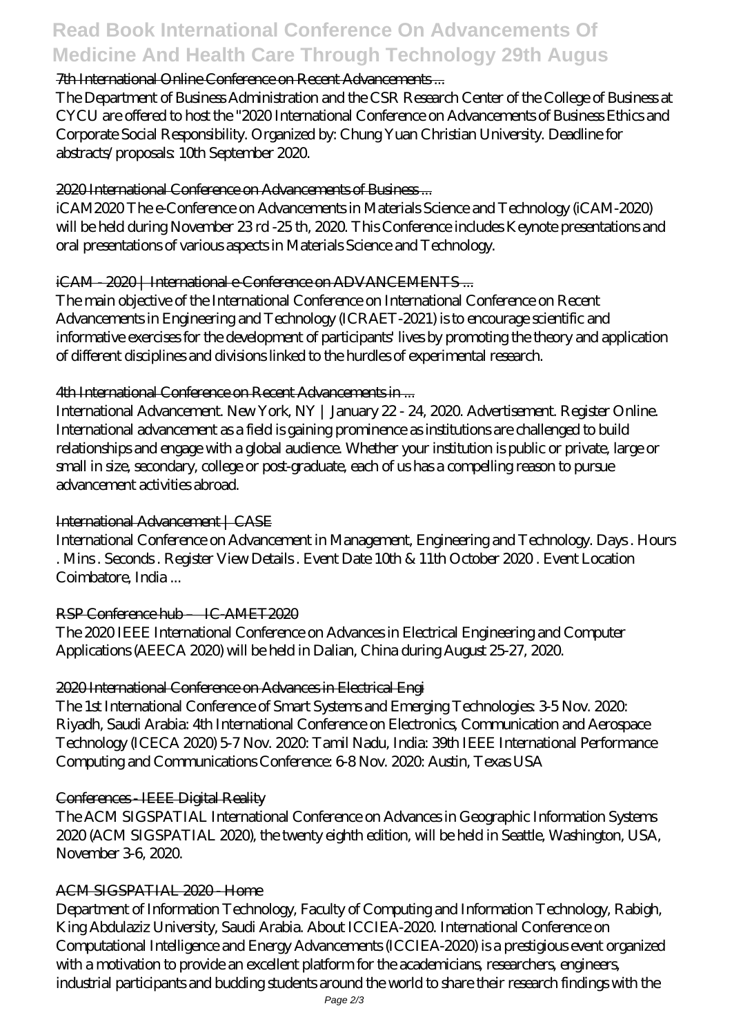7th International Online Conference on Recent Advancements ...

The Department of Business Administration and the CSR Research Center of the College of Business at CYCU are offered to host the "2020 International Conference on Advancements of Business Ethics and Corporate Social Responsibility. Organized by: Chung Yuan Christian University. Deadline for abstracts/proposals: 10th September 2020.

2020 International Conference on Advancements of Business ...

iCAM2020 The e-Conference on Advancements in Materials Science and Technology (iCAM-2020) will be held during November 23 rd -25 th, 2020. This Conference includes Keynote presentations and oral presentations of various aspects in Materials Science and Technology.

iCAM - 2020 | International e-Conference on ADVANCEMENTS ...

The main objective of the International Conference on International Conference on Recent Advancements in Engineering and Technology (ICRAET-2021) is to encourage scientific and informative exercises for the development of participants' lives by promoting the theory and application of different disciplines and divisions linked to the hurdles of experimental research.

4th International Conference on Recent Advancements in ...

International Advancement. New York, NY | January 22 - 24, 2020. Advertisement. Register Online. International advancement as a field is gaining prominence as institutions are challenged to build relationships and engage with a global audience. Whether your institution is public or private, large or small in size, secondary, college or post-graduate, each of us has a compelling reason to pursue advancement activities abroad.

International Advancement | CASE

International Conference on Advancement in Management, Engineering and Technology. Days . Hours . Mins . Seconds . Register View Details . Event Date 10th & 11th October 2020 . Event Location Coimbatore, India ...

RSP Conference hub – IC-AMET2020

The 2020 IEEE International Conference on Advances in Electrical Engineering and Computer Applications (AEECA 2020) will be held in Dalian, China during August 25-27, 2020.

2020 International Conference on Advances in Electrical Engi

The 1st International Conference of Smart Systems and Emerging Technologies: 3-5 Nov. 2020: Riyadh, Saudi Arabia: 4th International Conference on Electronics, Communication and Aerospace Technology (ICECA 2020) 5-7 Nov. 2020: Tamil Nadu, India: 39th IEEE International Performance Computing and Communications Conference: 6-8 Nov. 2020: Austin, Texas USA

Conferences - IEEE Digital Reality

The ACM SIGSPATIAL International Conference on Advances in Geographic Information Systems 2020 (ACM SIGSPATIAL 2020), the twenty eighth edition, will be held in Seattle, Washington, USA, November 3-6, 2020.

ACM SIGSPATIAL 2020 - Home

Department of Information Technology, Faculty of Computing and Information Technology, Rabigh, King Abdulaziz University, Saudi Arabia. About ICCIEA-2020. International Conference on Computational Intelligence and Energy Advancements (ICCIEA-2020) is a prestigious event organized with a motivation to provide an excellent platform for the academicians, researchers, engineers, industrial participants and budding students around the world to share their research findings with the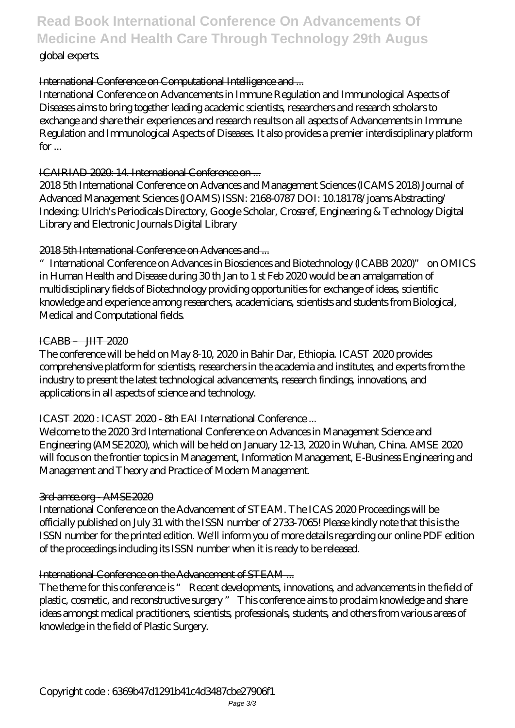global experts.

International Conference on Computational Intelligence and ...

International Conference on Advancements in Immune Regulation and Immunological Aspects of Diseases aims to bring together leading academic scientists, researchers and research scholars to exchange and share their experiences and research results on all aspects of Advancements in Immune Regulation and Immunological Aspects of Diseases. It also provides a premier interdisciplinary platform for ...

ICAIRIAD 2020: 14. International Conference on ...

2018 5th International Conference on Advances and Management Sciences (ICAMS 2018) Journal of Advanced Management Sciences (JOAMS) ISSN: 2168-0787 DOI: 10.18178/joams Abstracting/Indexing: Ulrich's Periodicals Directory, Google Scholar, Crossref, Engineering & Technology Digital Library and Electronic Journals Digital Library

2018 5th International Conference on Advances and ...

"International Conference on Advances in Biosciences and Biotechnology (ICABB 2020)" on OMICS in Human Health and Disease during 30 th Jan to 1 st Feb 2020 would be an amalgamation of multidisciplinary fields of Biotechnology providing opportunities for exchange of ideas, scientific knowledge and experience among researchers, academicians, scientists and students from Biological, Medical and Computational fields.

ICABB – JIIT 2020

The conference will be held on May 8-10, 2020 in Bahir Dar, Ethiopia. ICAST 2020 provides comprehensive platform for scientists, researchers in the academia and institutes, and experts from the industry to present the latest technological advancements, research findings, innovations, and applications in all aspects of science and technology.

ICAST 2020 : ICAST 2020 - 8th EAI International Conference ...

Welcome to the 2020 3rd International Conference on Advances in Management Science and Engineering (AMSE2020), which will be held on January 12-13, 2020 in Wuhan, China. AMSE 2020 will focus on the frontier topics in Management, Information Management, E-Business Engineering and Management and Theory and Practice of Modern Management.

3rd-amse.org - AMSE2020

International Conference on the Advancement of STEAM. The ICAS 2020 Proceedings will be officially published on July 31 with the ISSN number of 2733-7065! Please kindly note that this is the ISSN number for the printed edition. We'll inform you of more details regarding our online PDF edition of the proceedings including its ISSN number when it is ready to be released.

International Conference on the Advancement of STEAM ...

The theme for this conference is " Recent developments, innovations, and advancements in the field of plastic, cosmetic, and reconstructive surgery " This conference aims to proclaim knowledge and share ideas amongst medical practitioners, scientists, professionals, students, and others from various areas of knowledge in the field of Plastic Surgery.

Copyright code : 6369b47d1291b41c4d3487cbe27906f1